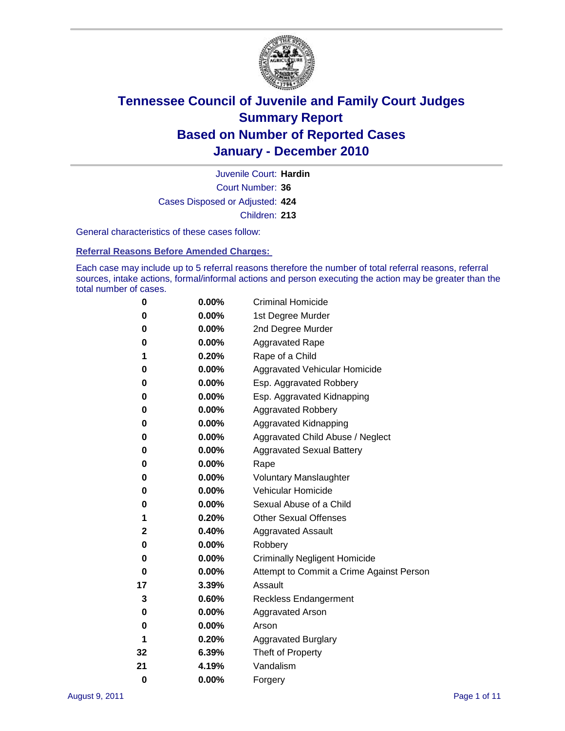# Tennessee Council of Juvenile and Family Court Judges
## Summary Report
## Based on Number of Reported Cases
## January - December 2010

Juvenile Court: **Hardin**
Court Number: **36**
Cases Disposed or Adjusted: **424**
Children: **213**

General characteristics of these cases follow:

### Referral Reasons Before Amended Charges:

Each case may include up to 5 referral reasons therefore the number of total referral reasons, referral sources, intake actions, formal/informal actions and person executing the action may be greater than the total number of cases.

| Count | Percent | Referral Reason |
|---|---|---|
| 0 | 0.00% | Criminal Homicide |
| 0 | 0.00% | 1st Degree Murder |
| 0 | 0.00% | 2nd Degree Murder |
| 0 | 0.00% | Aggravated Rape |
| 1 | 0.20% | Rape of a Child |
| 0 | 0.00% | Aggravated Vehicular Homicide |
| 0 | 0.00% | Esp. Aggravated Robbery |
| 0 | 0.00% | Esp. Aggravated Kidnapping |
| 0 | 0.00% | Aggravated Robbery |
| 0 | 0.00% | Aggravated Kidnapping |
| 0 | 0.00% | Aggravated Child Abuse / Neglect |
| 0 | 0.00% | Aggravated Sexual Battery |
| 0 | 0.00% | Rape |
| 0 | 0.00% | Voluntary Manslaughter |
| 0 | 0.00% | Vehicular Homicide |
| 0 | 0.00% | Sexual Abuse of a Child |
| 1 | 0.20% | Other Sexual Offenses |
| 2 | 0.40% | Aggravated Assault |
| 0 | 0.00% | Robbery |
| 0 | 0.00% | Criminally Negligent Homicide |
| 0 | 0.00% | Attempt to Commit a Crime Against Person |
| 17 | 3.39% | Assault |
| 3 | 0.60% | Reckless Endangerment |
| 0 | 0.00% | Aggravated Arson |
| 0 | 0.00% | Arson |
| 1 | 0.20% | Aggravated Burglary |
| 32 | 6.39% | Theft of Property |
| 21 | 4.19% | Vandalism |
| 0 | 0.00% | Forgery |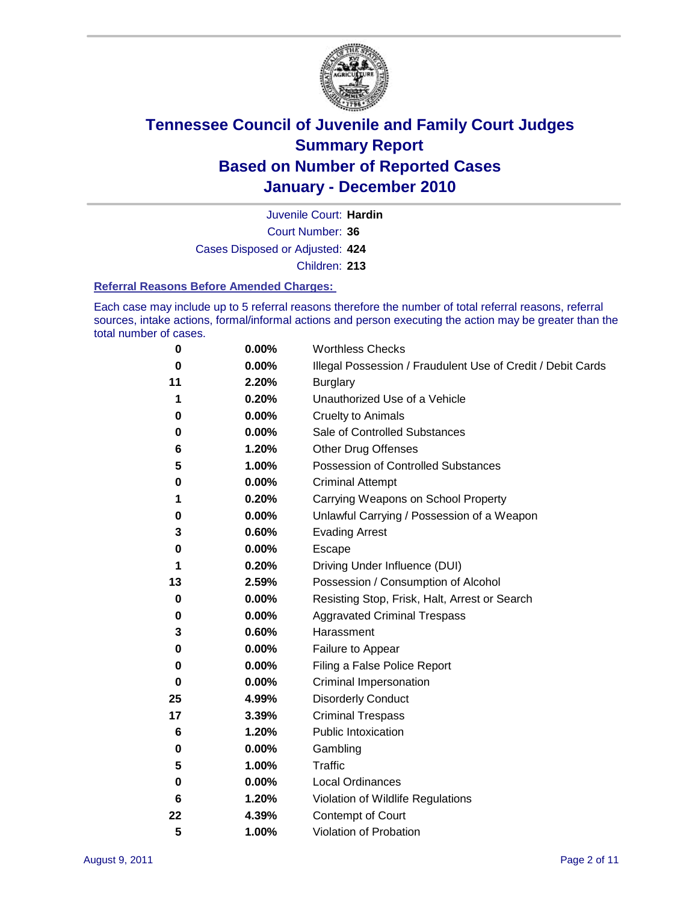# Tennessee Council of Juvenile and Family Court Judges
## Summary Report
## Based on Number of Reported Cases
## January - December 2010

Juvenile Court: **Hardin**
Court Number: **36**
Cases Disposed or Adjusted: **424**
Children: **213**

### Referral Reasons Before Amended Charges:

Each case may include up to 5 referral reasons therefore the number of total referral reasons, referral sources, intake actions, formal/informal actions and person executing the action may be greater than the total number of cases.

| | | |
|---|---|---|
| 0 | 0.00% | Worthless Checks |
| 0 | 0.00% | Illegal Possession / Fraudulent Use of Credit / Debit Cards |
| 11 | 2.20% | Burglary |
| 1 | 0.20% | Unauthorized Use of a Vehicle |
| 0 | 0.00% | Cruelty to Animals |
| 0 | 0.00% | Sale of Controlled Substances |
| 6 | 1.20% | Other Drug Offenses |
| 5 | 1.00% | Possession of Controlled Substances |
| 0 | 0.00% | Criminal Attempt |
| 1 | 0.20% | Carrying Weapons on School Property |
| 0 | 0.00% | Unlawful Carrying / Possession of a Weapon |
| 3 | 0.60% | Evading Arrest |
| 0 | 0.00% | Escape |
| 1 | 0.20% | Driving Under Influence (DUI) |
| 13 | 2.59% | Possession / Consumption of Alcohol |
| 0 | 0.00% | Resisting Stop, Frisk, Halt, Arrest or Search |
| 0 | 0.00% | Aggravated Criminal Trespass |
| 3 | 0.60% | Harassment |
| 0 | 0.00% | Failure to Appear |
| 0 | 0.00% | Filing a False Police Report |
| 0 | 0.00% | Criminal Impersonation |
| 25 | 4.99% | Disorderly Conduct |
| 17 | 3.39% | Criminal Trespass |
| 6 | 1.20% | Public Intoxication |
| 0 | 0.00% | Gambling |
| 5 | 1.00% | Traffic |
| 0 | 0.00% | Local Ordinances |
| 6 | 1.20% | Violation of Wildlife Regulations |
| 22 | 4.39% | Contempt of Court |
| 5 | 1.00% | Violation of Probation |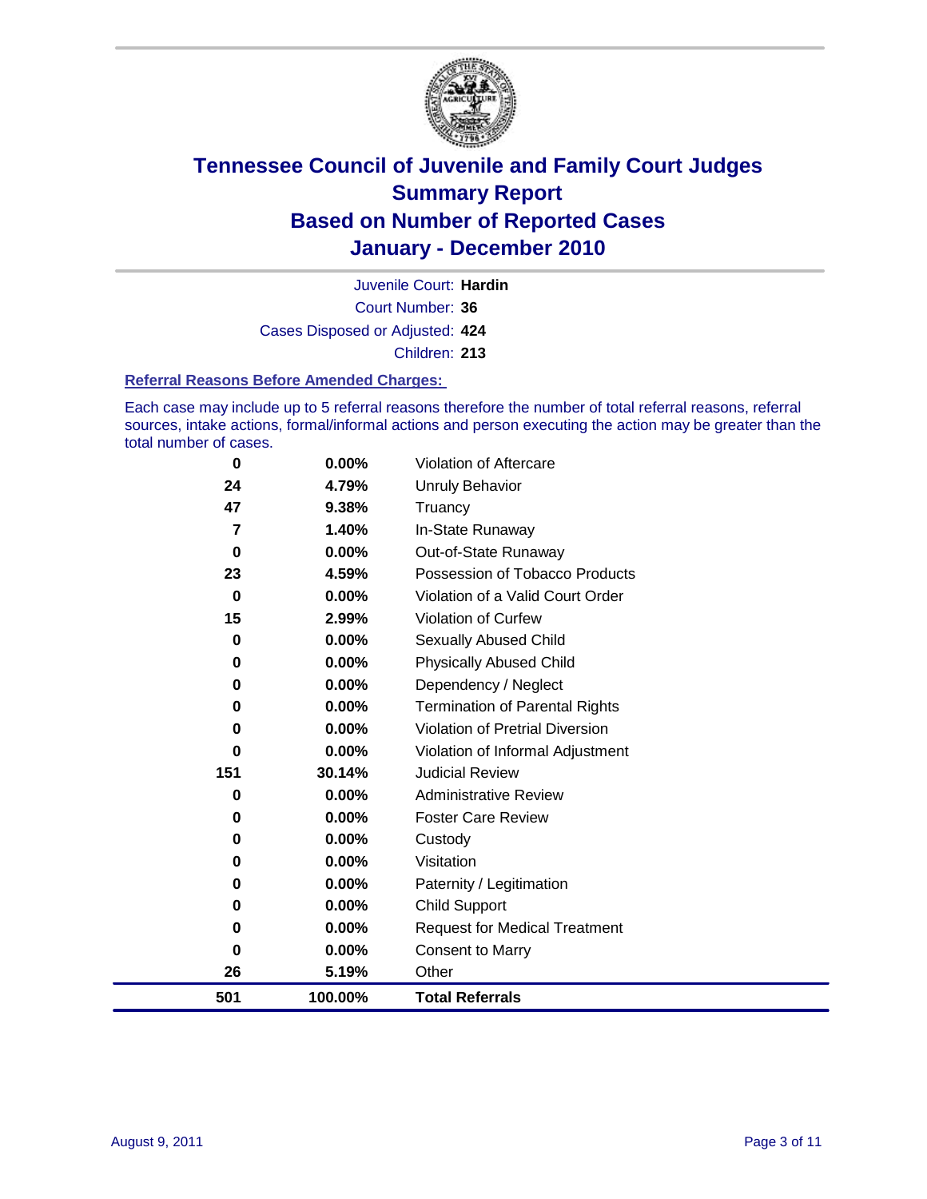# Tennessee Council of Juvenile and Family Court Judges
## Summary Report
## Based on Number of Reported Cases
## January - December 2010

Juvenile Court: **Hardin**
Court Number: **36**
Cases Disposed or Adjusted: **424**
Children: **213**

### Referral Reasons Before Amended Charges:

Each case may include up to 5 referral reasons therefore the number of total referral reasons, referral sources, intake actions, formal/informal actions and person executing the action may be greater than the total number of cases.

| Count | Percent | Referral Reason |
|---|---|---|
| 0 | 0.00% | Violation of Aftercare |
| 24 | 4.79% | Unruly Behavior |
| 47 | 9.38% | Truancy |
| 7 | 1.40% | In-State Runaway |
| 0 | 0.00% | Out-of-State Runaway |
| 23 | 4.59% | Possession of Tobacco Products |
| 0 | 0.00% | Violation of a Valid Court Order |
| 15 | 2.99% | Violation of Curfew |
| 0 | 0.00% | Sexually Abused Child |
| 0 | 0.00% | Physically Abused Child |
| 0 | 0.00% | Dependency / Neglect |
| 0 | 0.00% | Termination of Parental Rights |
| 0 | 0.00% | Violation of Pretrial Diversion |
| 0 | 0.00% | Violation of Informal Adjustment |
| 151 | 30.14% | Judicial Review |
| 0 | 0.00% | Administrative Review |
| 0 | 0.00% | Foster Care Review |
| 0 | 0.00% | Custody |
| 0 | 0.00% | Visitation |
| 0 | 0.00% | Paternity / Legitimation |
| 0 | 0.00% | Child Support |
| 0 | 0.00% | Request for Medical Treatment |
| 0 | 0.00% | Consent to Marry |
| 26 | 5.19% | Other |
| **501** | **100.00%** | **Total Referrals** |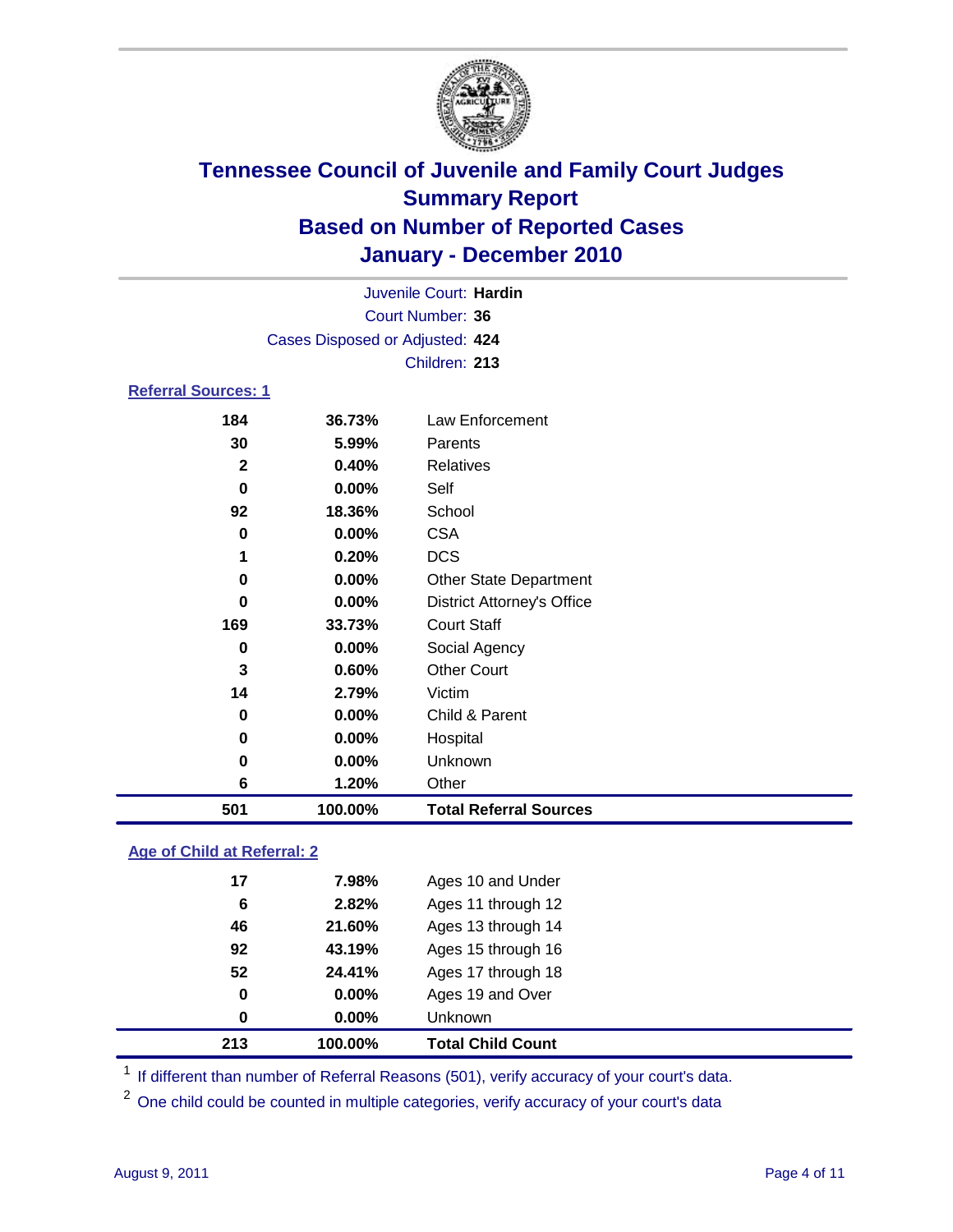# Tennessee Council of Juvenile and Family Court Judges
## Summary Report
## Based on Number of Reported Cases
## January - December 2010

Juvenile Court: **Hardin**
Court Number: **36**
Cases Disposed or Adjusted: **424**
Children: **213**

### Referral Sources: 1

| | | |
|---|---|---|
| 184 | 36.73% | Law Enforcement |
| 30 | 5.99% | Parents |
| 2 | 0.40% | Relatives |
| 0 | 0.00% | Self |
| 92 | 18.36% | School |
| 0 | 0.00% | CSA |
| 1 | 0.20% | DCS |
| 0 | 0.00% | Other State Department |
| 0 | 0.00% | District Attorney's Office |
| 169 | 33.73% | Court Staff |
| 0 | 0.00% | Social Agency |
| 3 | 0.60% | Other Court |
| 14 | 2.79% | Victim |
| 0 | 0.00% | Child & Parent |
| 0 | 0.00% | Hospital |
| 0 | 0.00% | Unknown |
| 6 | 1.20% | Other |
| **501** | **100.00%** | **Total Referral Sources** |

### Age of Child at Referral: 2

| | | |
|---|---|---|
| 17 | 7.98% | Ages 10 and Under |
| 6 | 2.82% | Ages 11 through 12 |
| 46 | 21.60% | Ages 13 through 14 |
| 92 | 43.19% | Ages 15 through 16 |
| 52 | 24.41% | Ages 17 through 18 |
| 0 | 0.00% | Ages 19 and Over |
| 0 | 0.00% | Unknown |
| **213** | **100.00%** | **Total Child Count** |

[1] If different than number of Referral Reasons (501), verify accuracy of your court's data.

[2] One child could be counted in multiple categories, verify accuracy of your court's data

August 9, 2011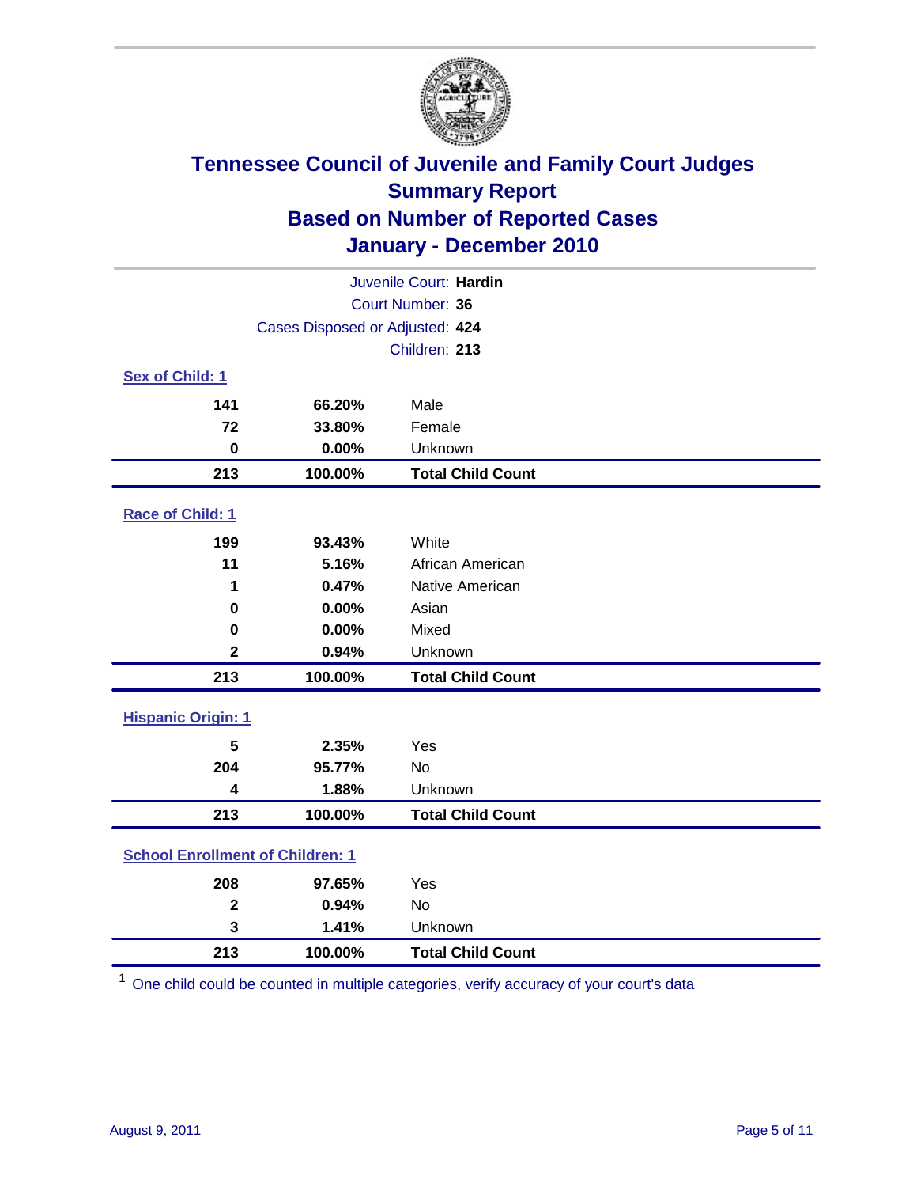# Tennessee Council of Juvenile and Family Court Judges
## Summary Report
## Based on Number of Reported Cases
## January - December 2010

Juvenile Court: **Hardin**
Court Number: **36**
Cases Disposed or Adjusted: **424**
Children: **213**

### Sex of Child: 1

| Count | Percent | Category |
|---|---|---|
| 141 | 66.20% | Male |
| 72 | 33.80% | Female |
| 0 | 0.00% | Unknown |
| **213** | **100.00%** | **Total Child Count** |

### Race of Child: 1

| Count | Percent | Category |
|---|---|---|
| 199 | 93.43% | White |
| 11 | 5.16% | African American |
| 1 | 0.47% | Native American |
| 0 | 0.00% | Asian |
| 0 | 0.00% | Mixed |
| 2 | 0.94% | Unknown |
| **213** | **100.00%** | **Total Child Count** |

### Hispanic Origin: 1

| Count | Percent | Category |
|---|---|---|
| 5 | 2.35% | Yes |
| 204 | 95.77% | No |
| 4 | 1.88% | Unknown |
| **213** | **100.00%** | **Total Child Count** |

### School Enrollment of Children: 1

| Count | Percent | Category |
|---|---|---|
| 208 | 97.65% | Yes |
| 2 | 0.94% | No |
| 3 | 1.41% | Unknown |
| **213** | **100.00%** | **Total Child Count** |

[1] One child could be counted in multiple categories, verify accuracy of your court's data

August 9, 2011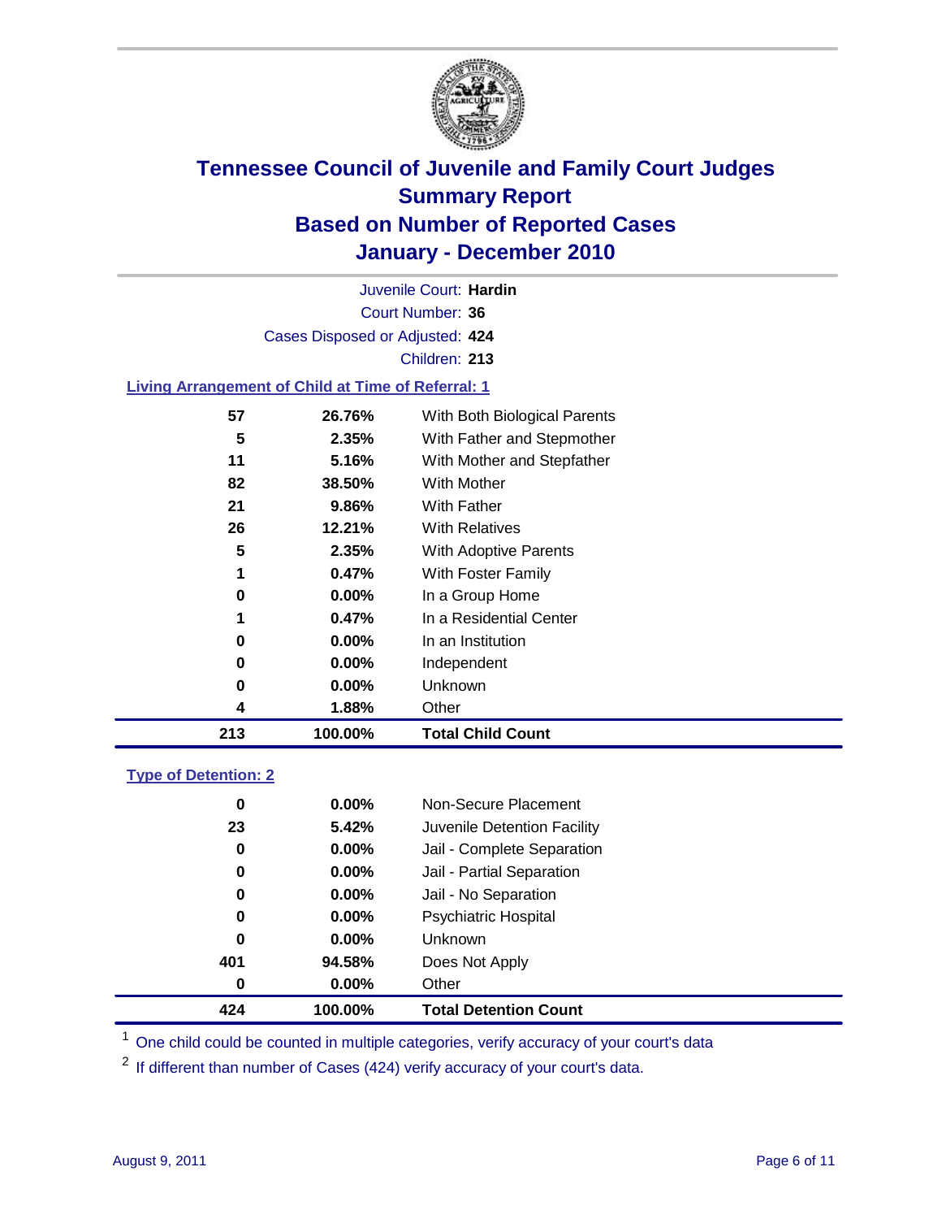# Tennessee Council of Juvenile and Family Court Judges
## Summary Report
## Based on Number of Reported Cases
## January - December 2010

Juvenile Court: **Hardin**
Court Number: **36**
Cases Disposed or Adjusted: **424**
Children: **213**

### Living Arrangement of Child at Time of Referral: 1

| Count | Percent | Category |
|---|---|---|
| 57 | 26.76% | With Both Biological Parents |
| 5 | 2.35% | With Father and Stepmother |
| 11 | 5.16% | With Mother and Stepfather |
| 82 | 38.50% | With Mother |
| 21 | 9.86% | With Father |
| 26 | 12.21% | With Relatives |
| 5 | 2.35% | With Adoptive Parents |
| 1 | 0.47% | With Foster Family |
| 0 | 0.00% | In a Group Home |
| 1 | 0.47% | In a Residential Center |
| 0 | 0.00% | In an Institution |
| 0 | 0.00% | Independent |
| 0 | 0.00% | Unknown |
| 4 | 1.88% | Other |
| **213** | **100.00%** | **Total Child Count** |

### Type of Detention: 2

| Count | Percent | Category |
|---|---|---|
| 0 | 0.00% | Non-Secure Placement |
| 23 | 5.42% | Juvenile Detention Facility |
| 0 | 0.00% | Jail - Complete Separation |
| 0 | 0.00% | Jail - Partial Separation |
| 0 | 0.00% | Jail - No Separation |
| 0 | 0.00% | Psychiatric Hospital |
| 0 | 0.00% | Unknown |
| 401 | 94.58% | Does Not Apply |
| 0 | 0.00% | Other |
| **424** | **100.00%** | **Total Detention Count** |

[1] One child could be counted in multiple categories, verify accuracy of your court's data

[2] If different than number of Cases (424) verify accuracy of your court's data.

August 9, 2011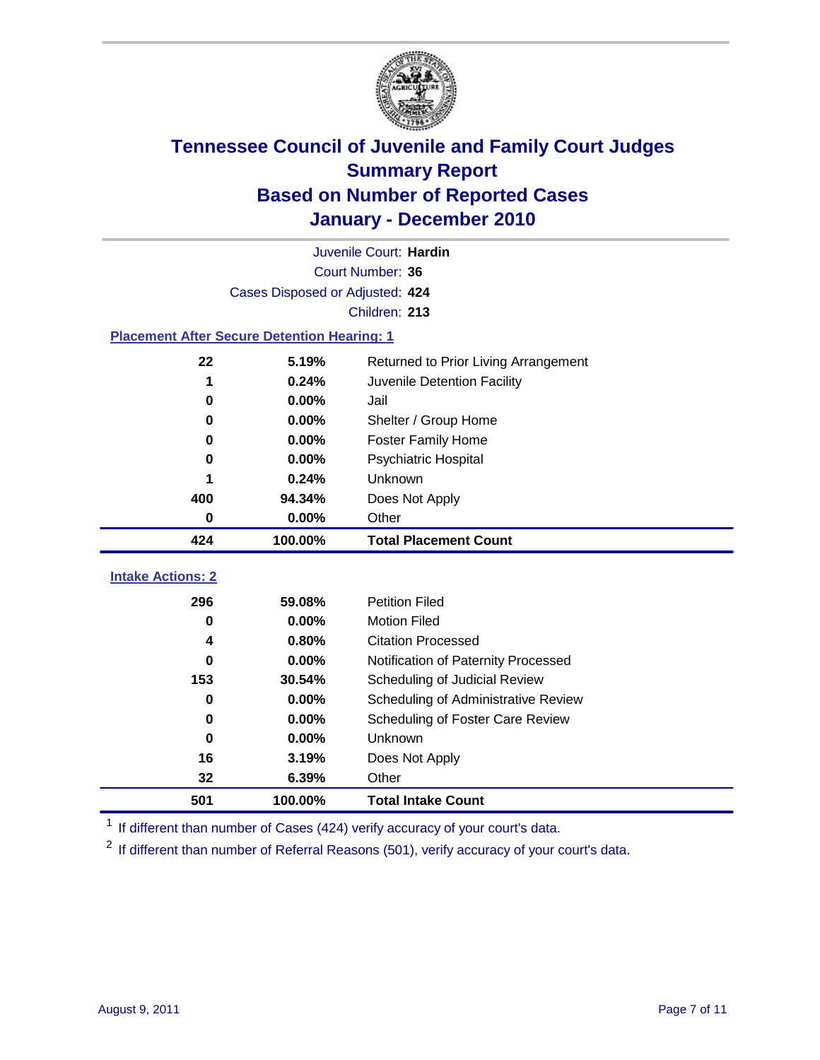# Tennessee Council of Juvenile and Family Court Judges
## Summary Report
## Based on Number of Reported Cases
## January - December 2010

Juvenile Court: **Hardin**

Court Number: **36**

Cases Disposed or Adjusted: **424**

Children: **213**

### Placement After Secure Detention Hearing: 1

| Count | Percent | Placement |
|---|---|---|
| 22 | 5.19% | Returned to Prior Living Arrangement |
| 1 | 0.24% | Juvenile Detention Facility |
| 0 | 0.00% | Jail |
| 0 | 0.00% | Shelter / Group Home |
| 0 | 0.00% | Foster Family Home |
| 0 | 0.00% | Psychiatric Hospital |
| 1 | 0.24% | Unknown |
| 400 | 94.34% | Does Not Apply |
| 0 | 0.00% | Other |
| **424** | **100.00%** | **Total Placement Count** |

### Intake Actions: 2

| Count | Percent | Intake Action |
|---|---|---|
| 296 | 59.08% | Petition Filed |
| 0 | 0.00% | Motion Filed |
| 4 | 0.80% | Citation Processed |
| 0 | 0.00% | Notification of Paternity Processed |
| 153 | 30.54% | Scheduling of Judicial Review |
| 0 | 0.00% | Scheduling of Administrative Review |
| 0 | 0.00% | Scheduling of Foster Care Review |
| 0 | 0.00% | Unknown |
| 16 | 3.19% | Does Not Apply |
| 32 | 6.39% | Other |
| **501** | **100.00%** | **Total Intake Count** |

[1] If different than number of Cases (424) verify accuracy of your court's data.

[2] If different than number of Referral Reasons (501), verify accuracy of your court's data.

August 9, 2011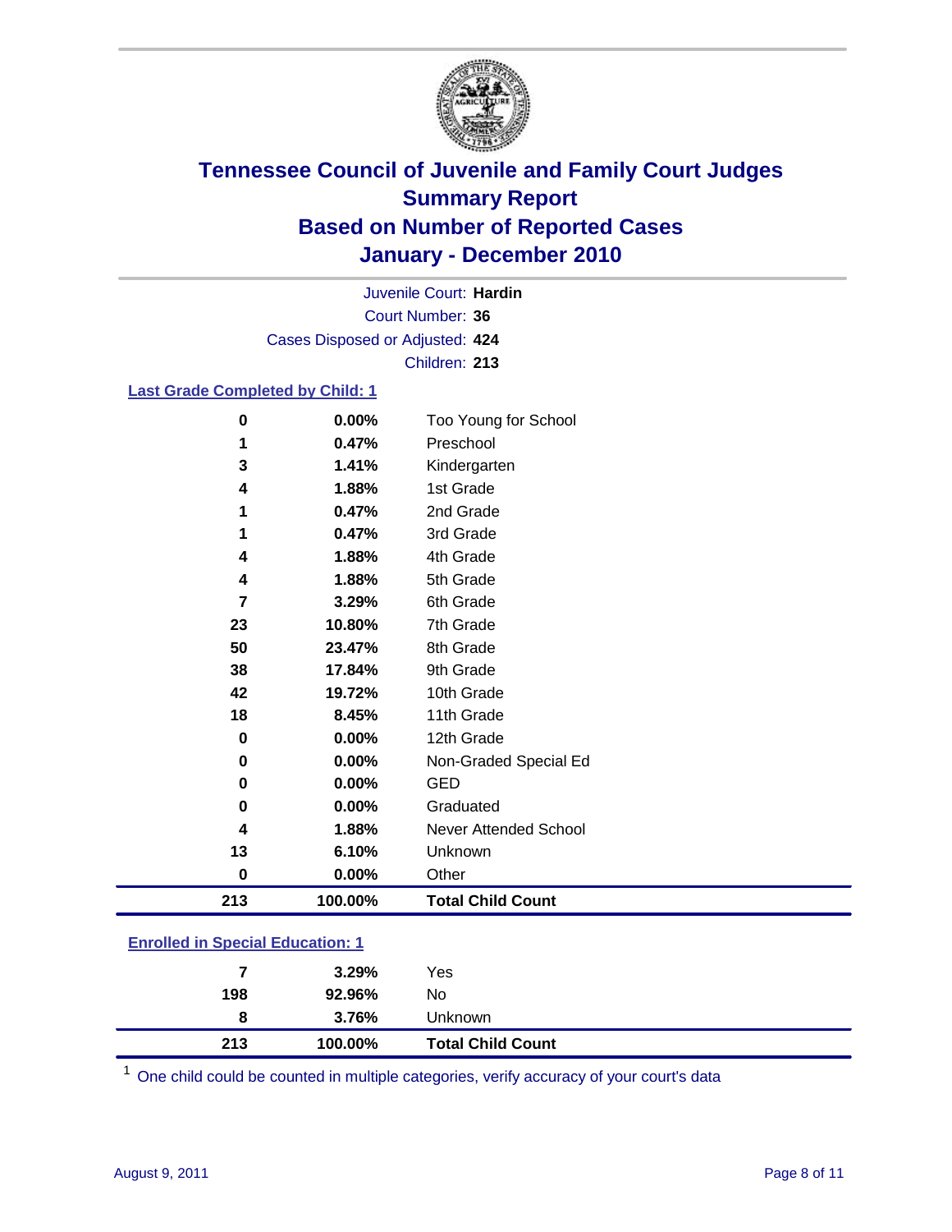# Tennessee Council of Juvenile and Family Court Judges
## Summary Report
## Based on Number of Reported Cases
## January - December 2010

Juvenile Court: **Hardin**
Court Number: **36**
Cases Disposed or Adjusted: **424**
Children: **213**

### Last Grade Completed by Child: 1

| Count | Percent | Category |
|---|---|---|
| 0 | 0.00% | Too Young for School |
| 1 | 0.47% | Preschool |
| 3 | 1.41% | Kindergarten |
| 4 | 1.88% | 1st Grade |
| 1 | 0.47% | 2nd Grade |
| 1 | 0.47% | 3rd Grade |
| 4 | 1.88% | 4th Grade |
| 4 | 1.88% | 5th Grade |
| 7 | 3.29% | 6th Grade |
| 23 | 10.80% | 7th Grade |
| 50 | 23.47% | 8th Grade |
| 38 | 17.84% | 9th Grade |
| 42 | 19.72% | 10th Grade |
| 18 | 8.45% | 11th Grade |
| 0 | 0.00% | 12th Grade |
| 0 | 0.00% | Non-Graded Special Ed |
| 0 | 0.00% | GED |
| 0 | 0.00% | Graduated |
| 4 | 1.88% | Never Attended School |
| 13 | 6.10% | Unknown |
| 0 | 0.00% | Other |
| **213** | **100.00%** | **Total Child Count** |

### Enrolled in Special Education: 1

| Count | Percent | Category |
|---|---|---|
| 7 | 3.29% | Yes |
| 198 | 92.96% | No |
| 8 | 3.76% | Unknown |
| **213** | **100.00%** | **Total Child Count** |

[1] One child could be counted in multiple categories, verify accuracy of your court's data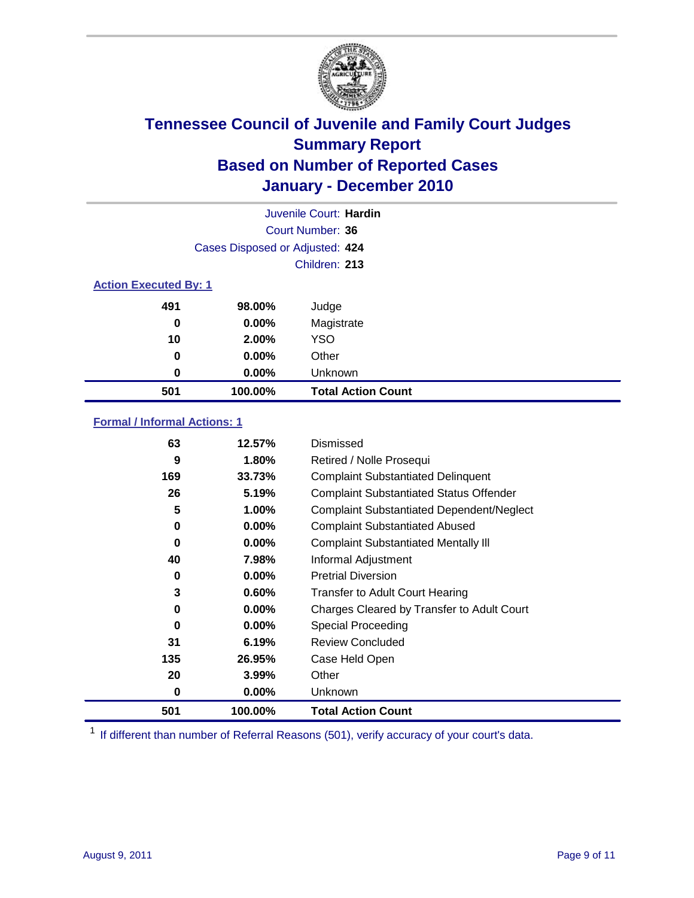# Tennessee Council of Juvenile and Family Court Judges
## Summary Report
## Based on Number of Reported Cases
## January - December 2010

Juvenile Court: **Hardin**
Court Number: **36**
Cases Disposed or Adjusted: **424**
Children: **213**

### Action Executed By: 1

| | | |
|---|---|---|
| 491 | 98.00% | Judge |
| 0 | 0.00% | Magistrate |
| 10 | 2.00% | YSO |
| 0 | 0.00% | Other |
| 0 | 0.00% | Unknown |
| **501** | **100.00%** | **Total Action Count** |

### Formal / Informal Actions: 1

| | | |
|---|---|---|
| 63 | 12.57% | Dismissed |
| 9 | 1.80% | Retired / Nolle Prosequi |
| 169 | 33.73% | Complaint Substantiated Delinquent |
| 26 | 5.19% | Complaint Substantiated Status Offender |
| 5 | 1.00% | Complaint Substantiated Dependent/Neglect |
| 0 | 0.00% | Complaint Substantiated Abused |
| 0 | 0.00% | Complaint Substantiated Mentally Ill |
| 40 | 7.98% | Informal Adjustment |
| 0 | 0.00% | Pretrial Diversion |
| 3 | 0.60% | Transfer to Adult Court Hearing |
| 0 | 0.00% | Charges Cleared by Transfer to Adult Court |
| 0 | 0.00% | Special Proceeding |
| 31 | 6.19% | Review Concluded |
| 135 | 26.95% | Case Held Open |
| 20 | 3.99% | Other |
| 0 | 0.00% | Unknown |
| **501** | **100.00%** | **Total Action Count** |

[1] If different than number of Referral Reasons (501), verify accuracy of your court's data.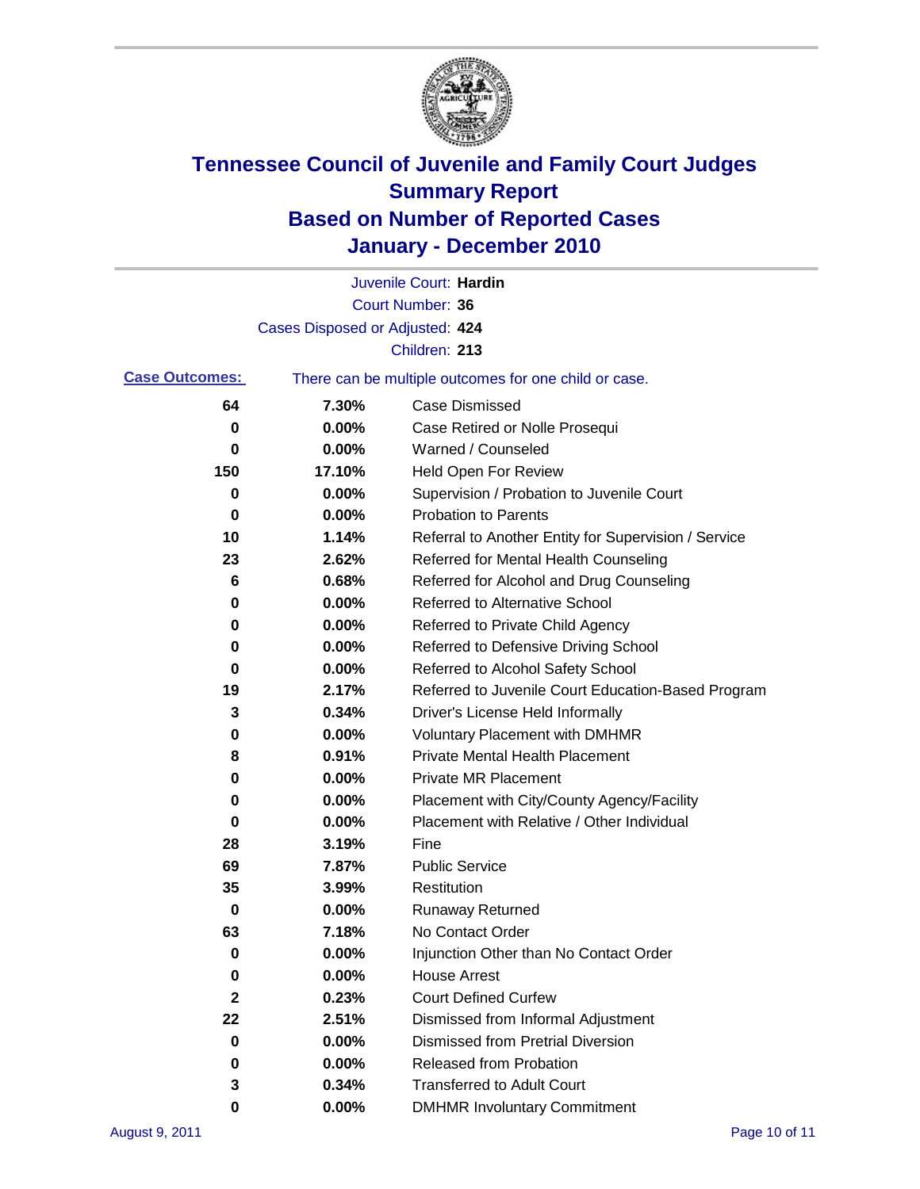# Tennessee Council of Juvenile and Family Court Judges
## Summary Report
## Based on Number of Reported Cases
## January - December 2010

Juvenile Court: **Hardin**
Court Number: **36**
Cases Disposed or Adjusted: **424**
Children: **213**

**Case Outcomes:** There can be multiple outcomes for one child or case.

| | | |
|---|---|---|
| 64 | 7.30% | Case Dismissed |
| 0 | 0.00% | Case Retired or Nolle Prosequi |
| 0 | 0.00% | Warned / Counseled |
| 150 | 17.10% | Held Open For Review |
| 0 | 0.00% | Supervision / Probation to Juvenile Court |
| 0 | 0.00% | Probation to Parents |
| 10 | 1.14% | Referral to Another Entity for Supervision / Service |
| 23 | 2.62% | Referred for Mental Health Counseling |
| 6 | 0.68% | Referred for Alcohol and Drug Counseling |
| 0 | 0.00% | Referred to Alternative School |
| 0 | 0.00% | Referred to Private Child Agency |
| 0 | 0.00% | Referred to Defensive Driving School |
| 0 | 0.00% | Referred to Alcohol Safety School |
| 19 | 2.17% | Referred to Juvenile Court Education-Based Program |
| 3 | 0.34% | Driver's License Held Informally |
| 0 | 0.00% | Voluntary Placement with DMHMR |
| 8 | 0.91% | Private Mental Health Placement |
| 0 | 0.00% | Private MR Placement |
| 0 | 0.00% | Placement with City/County Agency/Facility |
| 0 | 0.00% | Placement with Relative / Other Individual |
| 28 | 3.19% | Fine |
| 69 | 7.87% | Public Service |
| 35 | 3.99% | Restitution |
| 0 | 0.00% | Runaway Returned |
| 63 | 7.18% | No Contact Order |
| 0 | 0.00% | Injunction Other than No Contact Order |
| 0 | 0.00% | House Arrest |
| 2 | 0.23% | Court Defined Curfew |
| 22 | 2.51% | Dismissed from Informal Adjustment |
| 0 | 0.00% | Dismissed from Pretrial Diversion |
| 0 | 0.00% | Released from Probation |
| 3 | 0.34% | Transferred to Adult Court |
| 0 | 0.00% | DMHMR Involuntary Commitment |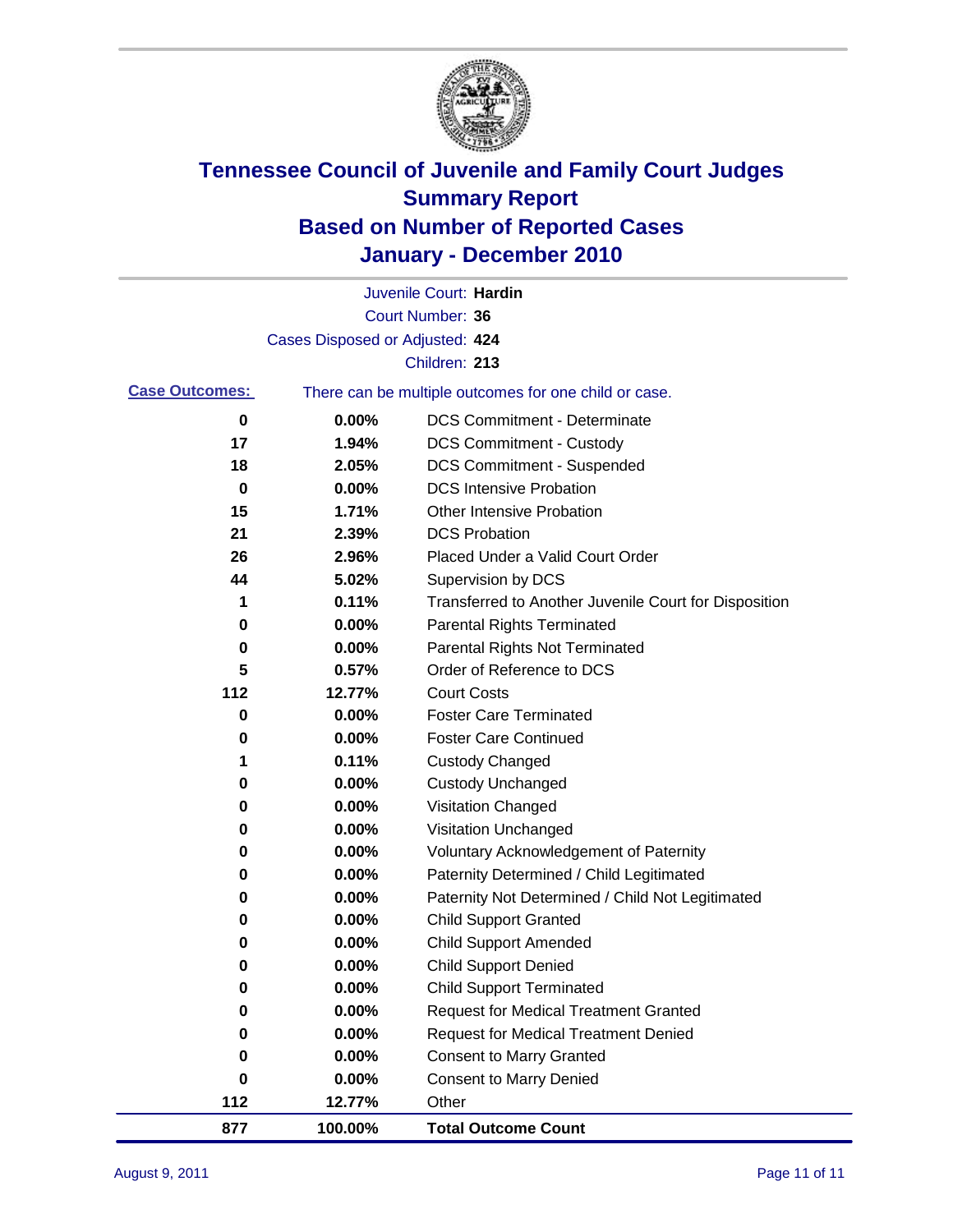# Tennessee Council of Juvenile and Family Court Judges
## Summary Report
## Based on Number of Reported Cases
## January - December 2010

Juvenile Court: **Hardin**

Court Number: **36**

Cases Disposed or Adjusted: **424**

Children: **213**

**Case Outcomes:** There can be multiple outcomes for one child or case.

| | | |
|---|---|---|
| 0 | 0.00% | DCS Commitment - Determinate |
| 17 | 1.94% | DCS Commitment - Custody |
| 18 | 2.05% | DCS Commitment - Suspended |
| 0 | 0.00% | DCS Intensive Probation |
| 15 | 1.71% | Other Intensive Probation |
| 21 | 2.39% | DCS Probation |
| 26 | 2.96% | Placed Under a Valid Court Order |
| 44 | 5.02% | Supervision by DCS |
| 1 | 0.11% | Transferred to Another Juvenile Court for Disposition |
| 0 | 0.00% | Parental Rights Terminated |
| 0 | 0.00% | Parental Rights Not Terminated |
| 5 | 0.57% | Order of Reference to DCS |
| 112 | 12.77% | Court Costs |
| 0 | 0.00% | Foster Care Terminated |
| 0 | 0.00% | Foster Care Continued |
| 1 | 0.11% | Custody Changed |
| 0 | 0.00% | Custody Unchanged |
| 0 | 0.00% | Visitation Changed |
| 0 | 0.00% | Visitation Unchanged |
| 0 | 0.00% | Voluntary Acknowledgement of Paternity |
| 0 | 0.00% | Paternity Determined / Child Legitimated |
| 0 | 0.00% | Paternity Not Determined / Child Not Legitimated |
| 0 | 0.00% | Child Support Granted |
| 0 | 0.00% | Child Support Amended |
| 0 | 0.00% | Child Support Denied |
| 0 | 0.00% | Child Support Terminated |
| 0 | 0.00% | Request for Medical Treatment Granted |
| 0 | 0.00% | Request for Medical Treatment Denied |
| 0 | 0.00% | Consent to Marry Granted |
| 0 | 0.00% | Consent to Marry Denied |
| 112 | 12.77% | Other |
| **877** | **100.00%** | **Total Outcome Count** |

August 9, 2011